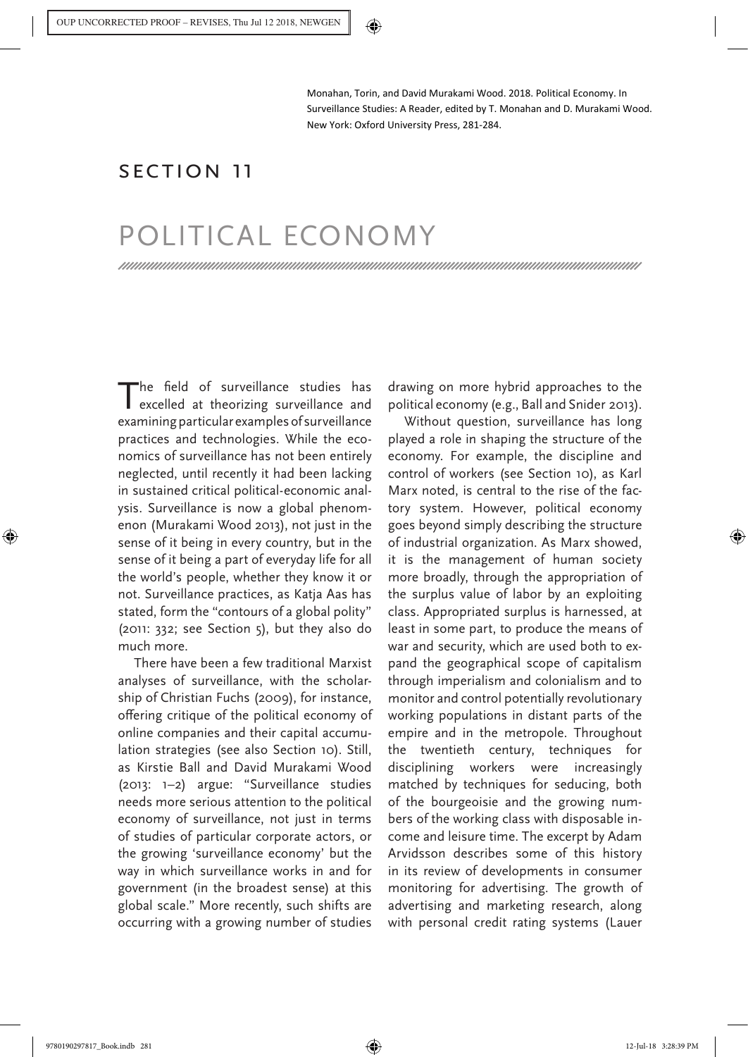Monahan, Torin, and David Murakami Wood. 2018. Political Economy. In Surveillance Studies: A Reader, edited by T. Monahan and D. Murakami Wood. New York: Oxford University Press, 281-284.

# SECTION 11

# POLITICAL ECONOMY

The field of surveillance studies has excelled at theorizing surveillance and examining particular examples of surveillance practices and technologies. While the economics of surveillance has not been entirely neglected, until recently it had been lacking in sustained critical political-economic analysis. Surveillance is now a global phenomenon (Murakami Wood 2013), not just in the sense of it being in every country, but in the sense of it being a part of everyday life for all the world's people, whether they know it or not. Surveillance practices, as Katja Aas has stated, form the "contours of a global polity" (2011: 332; see Section 5), but they also do much more.

There have been a few traditional Marxist analyses of surveillance, with the scholarship of Christian Fuchs (2009), for instance, offering critique of the political economy of online companies and their capital accumulation strategies (see also Section 10). Still, as Kirstie Ball and David Murakami Wood (2013: 1–2) argue: "Surveillance studies needs more serious attention to the political economy of surveillance, not just in terms of studies of particular corporate actors, or the growing 'surveillance economy' but the way in which surveillance works in and for government (in the broadest sense) at this global scale." More recently, such shifts are occurring with a growing number of studies drawing on more hybrid approaches to the political economy (e.g., Ball and Snider 2013).

Without question, surveillance has long played a role in shaping the structure of the economy. For example, the discipline and control of workers (see Section 10), as Karl Marx noted, is central to the rise of the factory system. However, political economy goes beyond simply describing the structure of industrial organization. As Marx showed, it is the management of human society more broadly, through the appropriation of the surplus value of labor by an exploiting class. Appropriated surplus is harnessed, at least in some part, to produce the means of war and security, which are used both to expand the geographical scope of capitalism through imperialism and colonialism and to monitor and control potentially revolutionary working populations in distant parts of the empire and in the metropole. Throughout the twentieth century, techniques for disciplining workers were increasingly matched by techniques for seducing, both of the bourgeoisie and the growing numbers of the working class with disposable income and leisure time. The excerpt by Adam Arvidsson describes some of this history in its review of developments in consumer monitoring for advertising. The growth of advertising and marketing research, along with personal credit rating systems (Lauer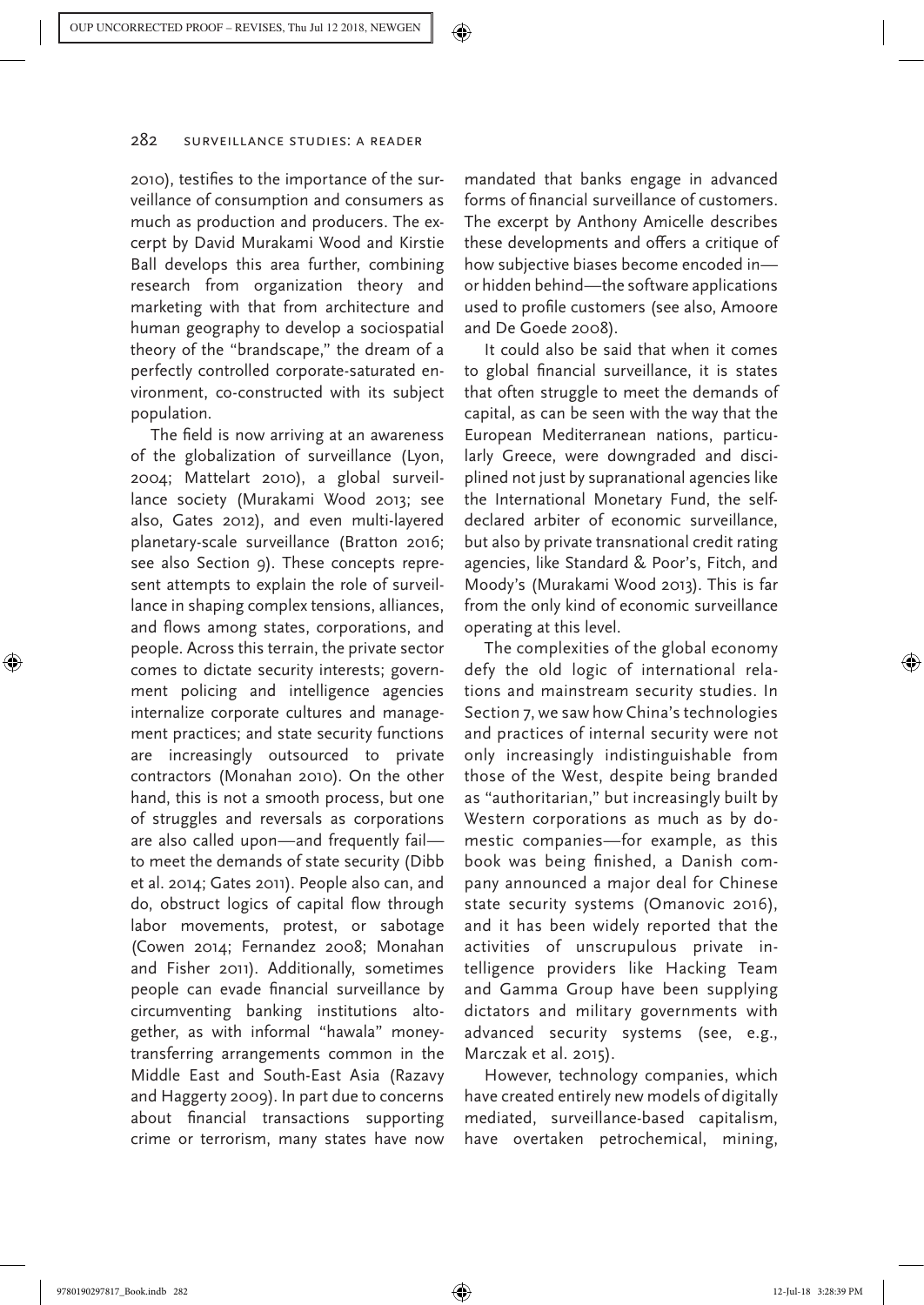2010), testifies to the importance of the surveillance of consumption and consumers as much as production and producers. The excerpt by David Murakami Wood and Kirstie Ball develops this area further, combining research from organization theory and marketing with that from architecture and human geography to develop a sociospatial theory of the "brandscape," the dream of a perfectly controlled corporate-saturated environment, co-constructed with its subject population.

The field is now arriving at an awareness of the globalization of surveillance (Lyon, 2004; Mattelart 2010), a global surveillance society (Murakami Wood 2013; see also, Gates 2012), and even multi-layered planetary-scale surveillance (Bratton 2016; see also Section 9). These concepts represent attempts to explain the role of surveillance in shaping complex tensions, alliances, and flows among states, corporations, and people. Across this terrain, the private sector comes to dictate security interests; government policing and intelligence agencies internalize corporate cultures and management practices; and state security functions are increasingly outsourced to private contractors (Monahan 2010). On the other hand, this is not a smooth process, but one of struggles and reversals as corporations are also called upon—and frequently fail—to meet the demands of state security (Dibb et al. 2014; Gates 2011). People also can, and do, obstruct logics of capital flow through labor movements, protest, or sabotage (Cowen 2014; Fernandez 2008; Monahan and Fisher 2011). Additionally, sometimes people can evade financial surveillance by circumventing banking institutions altogether, as with informal "hawala" money-transferring arrangements common in the Middle East and South-East Asia (Razavy and Haggerty 2009). In part due to concerns about financial transactions supporting crime or terrorism, many states have now mandated that banks engage in advanced forms of financial surveillance of customers. The excerpt by Anthony Amicelle describes these developments and offers a critique of how subjective biases become encoded in—or hidden behind—the software applications used to profile customers (see also, Amoore and De Goede 2008).

It could also be said that when it comes to global financial surveillance, it is states that often struggle to meet the demands of capital, as can be seen with the way that the European Mediterranean nations, particularly Greece, were downgraded and disciplined not just by supranational agencies like the International Monetary Fund, the self-declared arbiter of economic surveillance, but also by private transnational credit rating agencies, like Standard & Poor's, Fitch, and Moody's (Murakami Wood 2013). This is far from the only kind of economic surveillance operating at this level.

The complexities of the global economy defy the old logic of international relations and mainstream security studies. In Section 7, we saw how China's technologies and practices of internal security were not only increasingly indistinguishable from those of the West, despite being branded as "authoritarian," but increasingly built by Western corporations as much as by domestic companies—for example, as this book was being finished, a Danish company announced a major deal for Chinese state security systems (Omanovic 2016), and it has been widely reported that the activities of unscrupulous private intelligence providers like Hacking Team and Gamma Group have been supplying dictators and military governments with advanced security systems (see, e.g., Marczak et al. 2015).

However, technology companies, which have created entirely new models of digitally mediated, surveillance-based capitalism, have overtaken petrochemical, mining,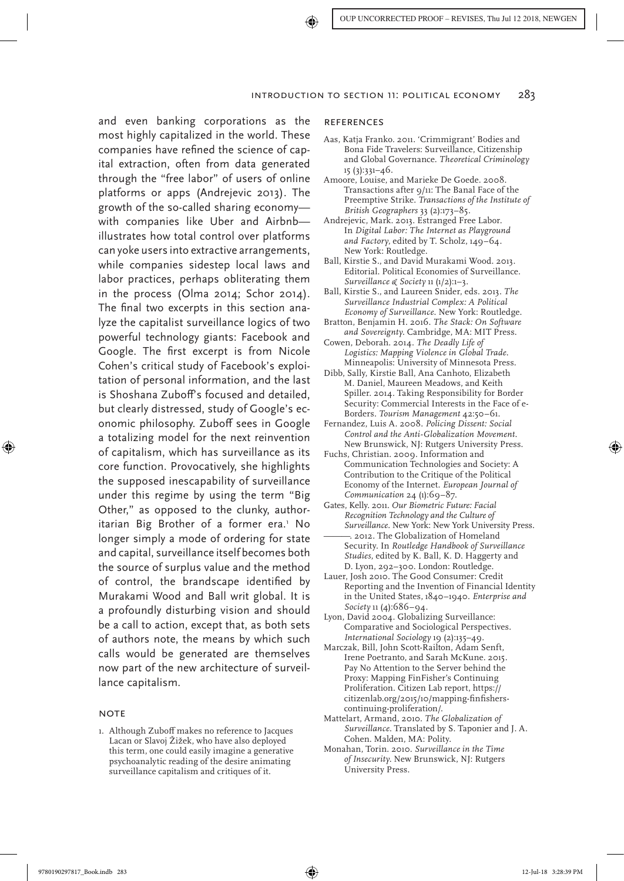and even banking corporations as the most highly capitalized in the world. These companies have refined the science of capital extraction, often from data generated through the "free labor" of users of online platforms or apps (Andrejevic 2013). The growth of the so-called sharing economy—with companies like Uber and Airbnb—illustrates how total control over platforms can yoke users into extractive arrangements, while companies sidestep local laws and labor practices, perhaps obliterating them in the process (Olma 2014; Schor 2014). The final two excerpts in this section analyze the capitalist surveillance logics of two powerful technology giants: Facebook and Google. The first excerpt is from Nicole Cohen's critical study of Facebook's exploitation of personal information, and the last is Shoshana Zuboff's focused and detailed, but clearly distressed, study of Google's economic philosophy. Zuboff sees in Google a totalizing model for the next reinvention of capitalism, which has surveillance as its core function. Provocatively, she highlights the supposed inescapability of surveillance under this regime by using the term "Big Other," as opposed to the clunky, authoritarian Big Brother of a former era.[1] No longer simply a mode of ordering for state and capital, surveillance itself becomes both the source of surplus value and the method of control, the brandscape identified by Murakami Wood and Ball writ global. It is a profoundly disturbing vision and should be a call to action, except that, as both sets of authors note, the means by which such calls would be generated are themselves now part of the new architecture of surveillance capitalism.

## NOTE

1. Although Zuboff makes no reference to Jacques Lacan or Slavoj Žižek, who have also deployed this term, one could easily imagine a generative psychoanalytic reading of the desire animating surveillance capitalism and critiques of it.

## REFERENCES

Aas, Katja Franko. 2011. 'Crimmigrant' Bodies and Bona Fide Travelers: Surveillance, Citizenship and Global Governance. *Theoretical Criminology* 15 (3):331–46.

Amoore, Louise, and Marieke De Goede. 2008. Transactions after 9/11: The Banal Face of the Preemptive Strike. *Transactions of the Institute of British Geographers* 33 (2):173–85.

Andrejevic, Mark. 2013. Estranged Free Labor. In *Digital Labor: The Internet as Playground and Factory*, edited by T. Scholz, 149–64. New York: Routledge.

Ball, Kirstie S., and David Murakami Wood. 2013. Editorial. Political Economies of Surveillance. *Surveillance & Society* 11 (1/2):1–3.

Ball, Kirstie S., and Laureen Snider, eds. 2013. *The Surveillance Industrial Complex: A Political Economy of Surveillance*. New York: Routledge.

Bratton, Benjamin H. 2016. *The Stack: On Software and Sovereignty*. Cambridge, MA: MIT Press.

Cowen, Deborah. 2014. *The Deadly Life of Logistics: Mapping Violence in Global Trade*. Minneapolis: University of Minnesota Press.

Dibb, Sally, Kirstie Ball, Ana Canhoto, Elizabeth M. Daniel, Maureen Meadows, and Keith Spiller. 2014. Taking Responsibility for Border Security: Commercial Interests in the Face of e-Borders. *Tourism Management* 42:50–61.

Fernandez, Luis A. 2008. *Policing Dissent: Social Control and the Anti-Globalization Movement*. New Brunswick, NJ: Rutgers University Press.

Fuchs, Christian. 2009. Information and Communication Technologies and Society: A Contribution to the Critique of the Political Economy of the Internet. *European Journal of Communication* 24 (1):69–87.

Gates, Kelly. 2011. *Our Biometric Future: Facial Recognition Technology and the Culture of Surveillance*. New York: New York University Press.

———. 2012. The Globalization of Homeland Security. In *Routledge Handbook of Surveillance Studies*, edited by K. Ball, K. D. Haggerty and D. Lyon, 292–300. London: Routledge.

Lauer, Josh 2010. The Good Consumer: Credit Reporting and the Invention of Financial Identity in the United States, 1840–1940. *Enterprise and Society* 11 (4):686–94.

Lyon, David 2004. Globalizing Surveillance: Comparative and Sociological Perspectives. *International Sociology* 19 (2):135–49.

Marczak, Bill, John Scott-Railton, Adam Senft, Irene Poetranto, and Sarah McKune. 2015. Pay No Attention to the Server behind the Proxy: Mapping FinFisher's Continuing Proliferation. Citizen Lab report, https://citizenlab.org/2015/10/mapping-finfishers-continuing-proliferation/.

Mattelart, Armand, 2010. *The Globalization of Surveillance*. Translated by S. Taponier and J. A. Cohen. Malden, MA: Polity.

Monahan, Torin. 2010. *Surveillance in the Time of Insecurity*. New Brunswick, NJ: Rutgers University Press.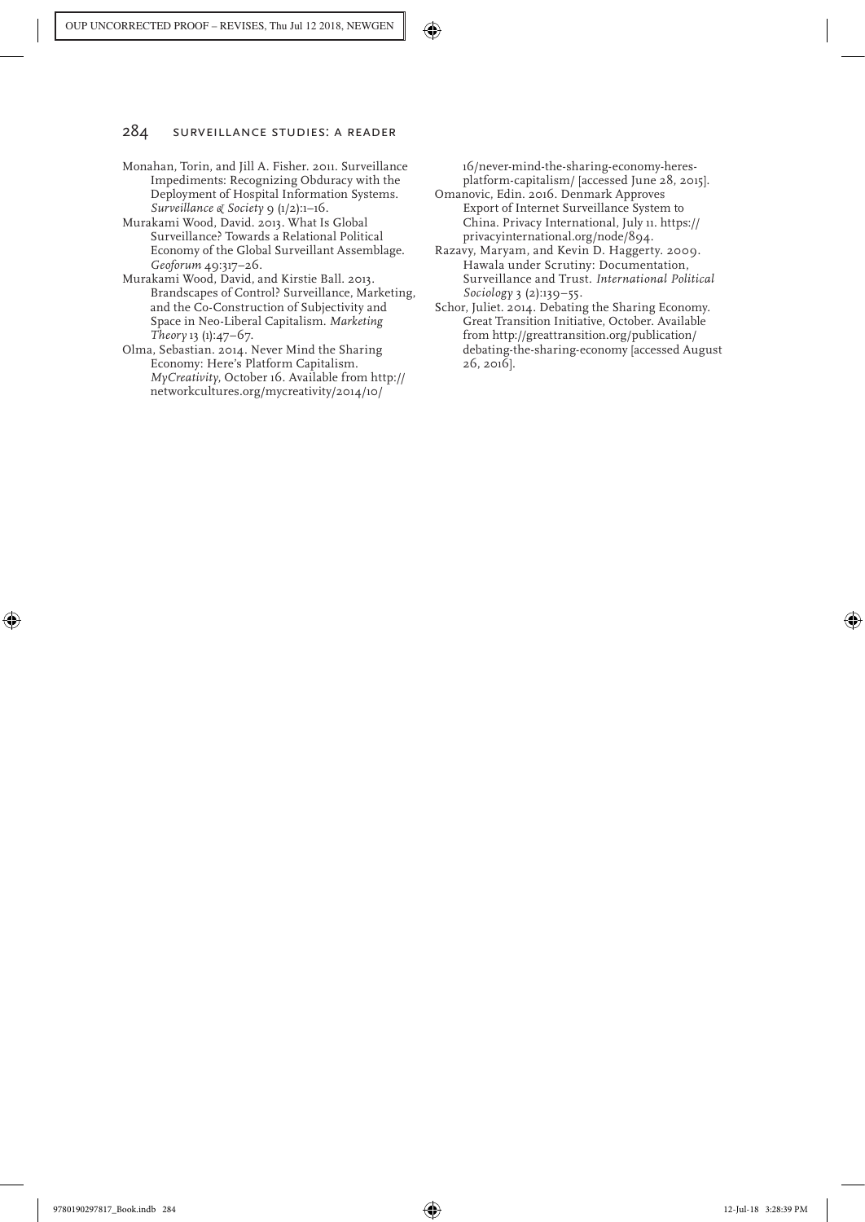Monahan, Torin, and Jill A. Fisher. 2011. Surveillance Impediments: Recognizing Obduracy with the Deployment of Hospital Information Systems. *Surveillance & Society* 9 (1/2):1–16.

Murakami Wood, David. 2013. What Is Global Surveillance? Towards a Relational Political Economy of the Global Surveillant Assemblage. *Geoforum* 49:317–26.

Murakami Wood, David, and Kirstie Ball. 2013. Brandscapes of Control? Surveillance, Marketing, and the Co-Construction of Subjectivity and Space in Neo-Liberal Capitalism. *Marketing Theory* 13 (1):47–67.

Olma, Sebastian. 2014. Never Mind the Sharing Economy: Here's Platform Capitalism. *MyCreativity*, October 16. Available from http://networkcultures.org/mycreativity/2014/10/16/never-mind-the-sharing-economy-heres-platform-capitalism/ [accessed June 28, 2015].

Omanovic, Edin. 2016. Denmark Approves Export of Internet Surveillance System to China. Privacy International, July 11. https://privacyinternational.org/node/894.

Razavy, Maryam, and Kevin D. Haggerty. 2009. Hawala under Scrutiny: Documentation, Surveillance and Trust. *International Political Sociology* 3 (2):139–55.

Schor, Juliet. 2014. Debating the Sharing Economy. Great Transition Initiative, October. Available from http://greattransition.org/publication/debating-the-sharing-economy [accessed August 26, 2016].